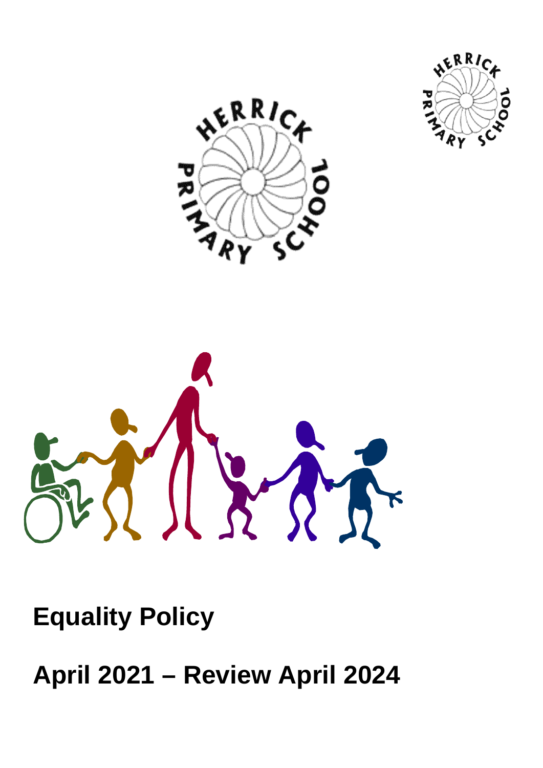# Equality Policy

# April 2021 – Review April 2024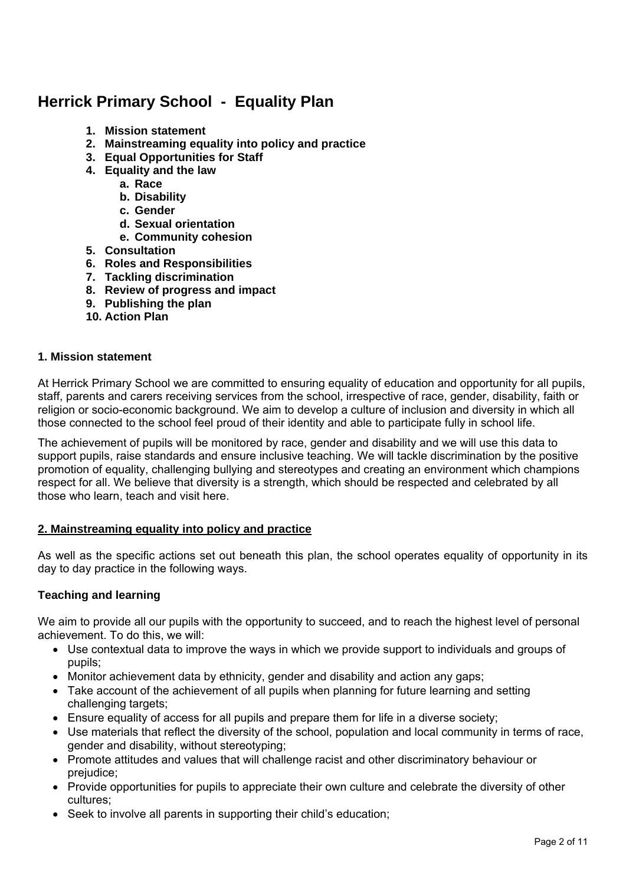# Herrick Primary School - Equality Plan

1. **Mission statement**
2. **Mainstreaming equality into policy and practice**
3. **Equal Opportunities for Staff**
4. **Equality and the law**
   a. **Race**
   b. **Disability**
   c. **Gender**
   d. **Sexual orientation**
   e. **Community cohesion**
5. **Consultation**
6. **Roles and Responsibilities**
7. **Tackling discrimination**
8. **Review of progress and impact**
9. **Publishing the plan**
10. **Action Plan**

## 1. Mission statement

At Herrick Primary School we are committed to ensuring equality of education and opportunity for all pupils, staff, parents and carers receiving services from the school, irrespective of race, gender, disability, faith or religion or socio-economic background. We aim to develop a culture of inclusion and diversity in which all those connected to the school feel proud of their identity and able to participate fully in school life.

The achievement of pupils will be monitored by race, gender and disability and we will use this data to support pupils, raise standards and ensure inclusive teaching. We will tackle discrimination by the positive promotion of equality, challenging bullying and stereotypes and creating an environment which champions respect for all. We believe that diversity is a strength, which should be respected and celebrated by all those who learn, teach and visit here.

## 2. Mainstreaming equality into policy and practice

As well as the specific actions set out beneath this plan, the school operates equality of opportunity in its day to day practice in the following ways.

### Teaching and learning

We aim to provide all our pupils with the opportunity to succeed, and to reach the highest level of personal achievement. To do this, we will:

- Use contextual data to improve the ways in which we provide support to individuals and groups of pupils;
- Monitor achievement data by ethnicity, gender and disability and action any gaps;
- Take account of the achievement of all pupils when planning for future learning and setting challenging targets;
- Ensure equality of access for all pupils and prepare them for life in a diverse society;
- Use materials that reflect the diversity of the school, population and local community in terms of race, gender and disability, without stereotyping;
- Promote attitudes and values that will challenge racist and other discriminatory behaviour or prejudice;
- Provide opportunities for pupils to appreciate their own culture and celebrate the diversity of other cultures;
- Seek to involve all parents in supporting their child's education;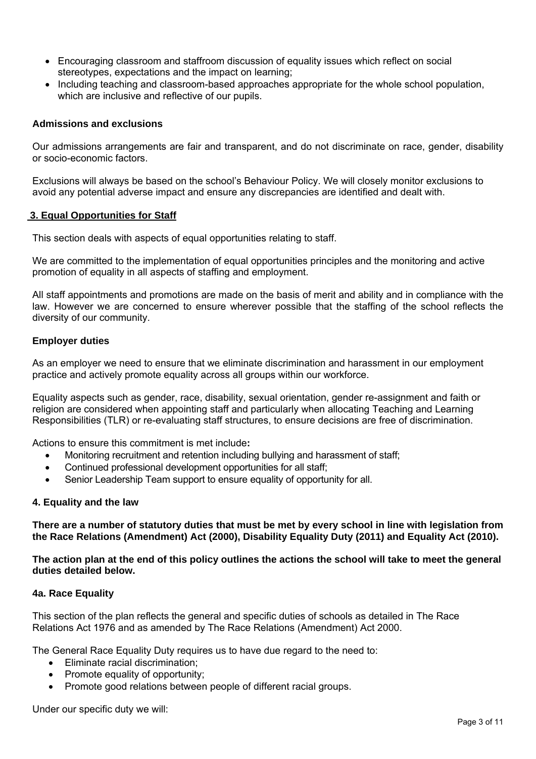- Encouraging classroom and staffroom discussion of equality issues which reflect on social stereotypes, expectations and the impact on learning;
- Including teaching and classroom-based approaches appropriate for the whole school population, which are inclusive and reflective of our pupils.

### Admissions and exclusions

Our admissions arrangements are fair and transparent, and do not discriminate on race, gender, disability or socio-economic factors.

Exclusions will always be based on the school's Behaviour Policy. We will closely monitor exclusions to avoid any potential adverse impact and ensure any discrepancies are identified and dealt with.

## 3. Equal Opportunities for Staff

This section deals with aspects of equal opportunities relating to staff.

We are committed to the implementation of equal opportunities principles and the monitoring and active promotion of equality in all aspects of staffing and employment.

All staff appointments and promotions are made on the basis of merit and ability and in compliance with the law. However we are concerned to ensure wherever possible that the staffing of the school reflects the diversity of our community.

### Employer duties

As an employer we need to ensure that we eliminate discrimination and harassment in our employment practice and actively promote equality across all groups within our workforce.

Equality aspects such as gender, race, disability, sexual orientation, gender re-assignment and faith or religion are considered when appointing staff and particularly when allocating Teaching and Learning Responsibilities (TLR) or re-evaluating staff structures, to ensure decisions are free of discrimination.

Actions to ensure this commitment is met include**:**

- Monitoring recruitment and retention including bullying and harassment of staff;
- Continued professional development opportunities for all staff;
- Senior Leadership Team support to ensure equality of opportunity for all.

## 4. Equality and the law

**There are a number of statutory duties that must be met by every school in line with legislation from the Race Relations (Amendment) Act (2000), Disability Equality Duty (2011) and Equality Act (2010).**

**The action plan at the end of this policy outlines the actions the school will take to meet the general duties detailed below.**

### 4a. Race Equality

This section of the plan reflects the general and specific duties of schools as detailed in The Race Relations Act 1976 and as amended by The Race Relations (Amendment) Act 2000.

The General Race Equality Duty requires us to have due regard to the need to:

- Eliminate racial discrimination;
- Promote equality of opportunity;
- Promote good relations between people of different racial groups.

Under our specific duty we will: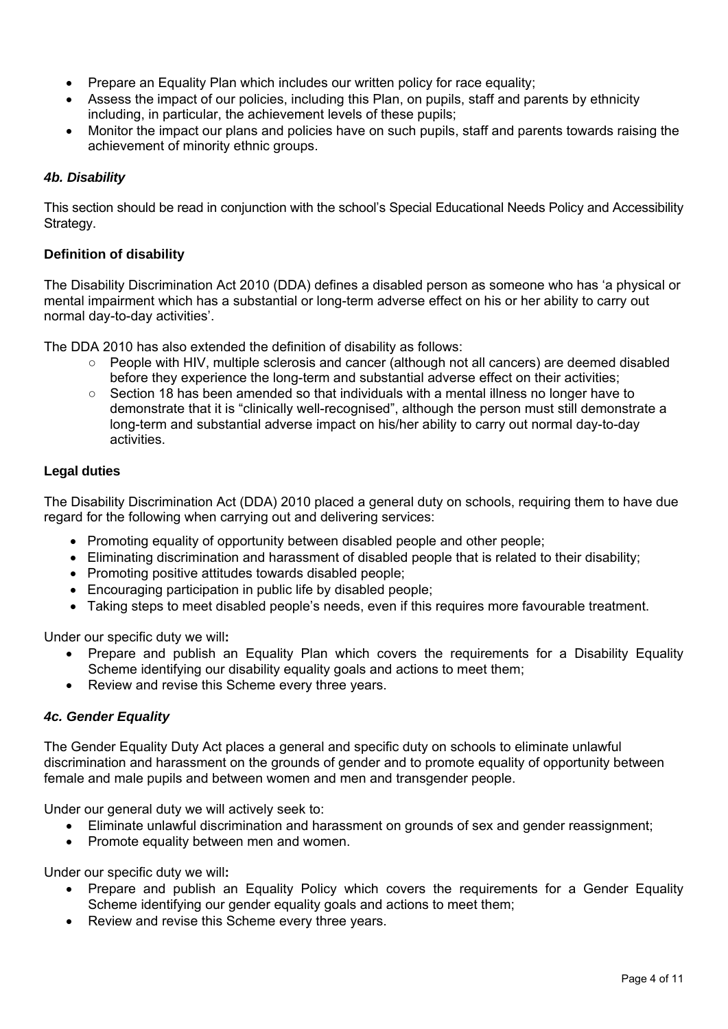- Prepare an Equality Plan which includes our written policy for race equality;
- Assess the impact of our policies, including this Plan, on pupils, staff and parents by ethnicity including, in particular, the achievement levels of these pupils;
- Monitor the impact our plans and policies have on such pupils, staff and parents towards raising the achievement of minority ethnic groups.

### *4b. Disability*

This section should be read in conjunction with the school's Special Educational Needs Policy and Accessibility Strategy.

#### **Definition of disability**

The Disability Discrimination Act 2010 (DDA) defines a disabled person as someone who has 'a physical or mental impairment which has a substantial or long-term adverse effect on his or her ability to carry out normal day-to-day activities'.

The DDA 2010 has also extended the definition of disability as follows:

- People with HIV, multiple sclerosis and cancer (although not all cancers) are deemed disabled before they experience the long-term and substantial adverse effect on their activities;
- Section 18 has been amended so that individuals with a mental illness no longer have to demonstrate that it is "clinically well-recognised", although the person must still demonstrate a long-term and substantial adverse impact on his/her ability to carry out normal day-to-day activities.

#### **Legal duties**

The Disability Discrimination Act (DDA) 2010 placed a general duty on schools, requiring them to have due regard for the following when carrying out and delivering services:

- Promoting equality of opportunity between disabled people and other people;
- Eliminating discrimination and harassment of disabled people that is related to their disability;
- Promoting positive attitudes towards disabled people;
- Encouraging participation in public life by disabled people;
- Taking steps to meet disabled people's needs, even if this requires more favourable treatment.

Under our specific duty we will**:**

- Prepare and publish an Equality Plan which covers the requirements for a Disability Equality Scheme identifying our disability equality goals and actions to meet them;
- Review and revise this Scheme every three years.

### *4c. Gender Equality*

The Gender Equality Duty Act places a general and specific duty on schools to eliminate unlawful discrimination and harassment on the grounds of gender and to promote equality of opportunity between female and male pupils and between women and men and transgender people.

Under our general duty we will actively seek to:

- Eliminate unlawful discrimination and harassment on grounds of sex and gender reassignment;
- Promote equality between men and women.

Under our specific duty we will**:**

- Prepare and publish an Equality Policy which covers the requirements for a Gender Equality Scheme identifying our gender equality goals and actions to meet them;
- Review and revise this Scheme every three years.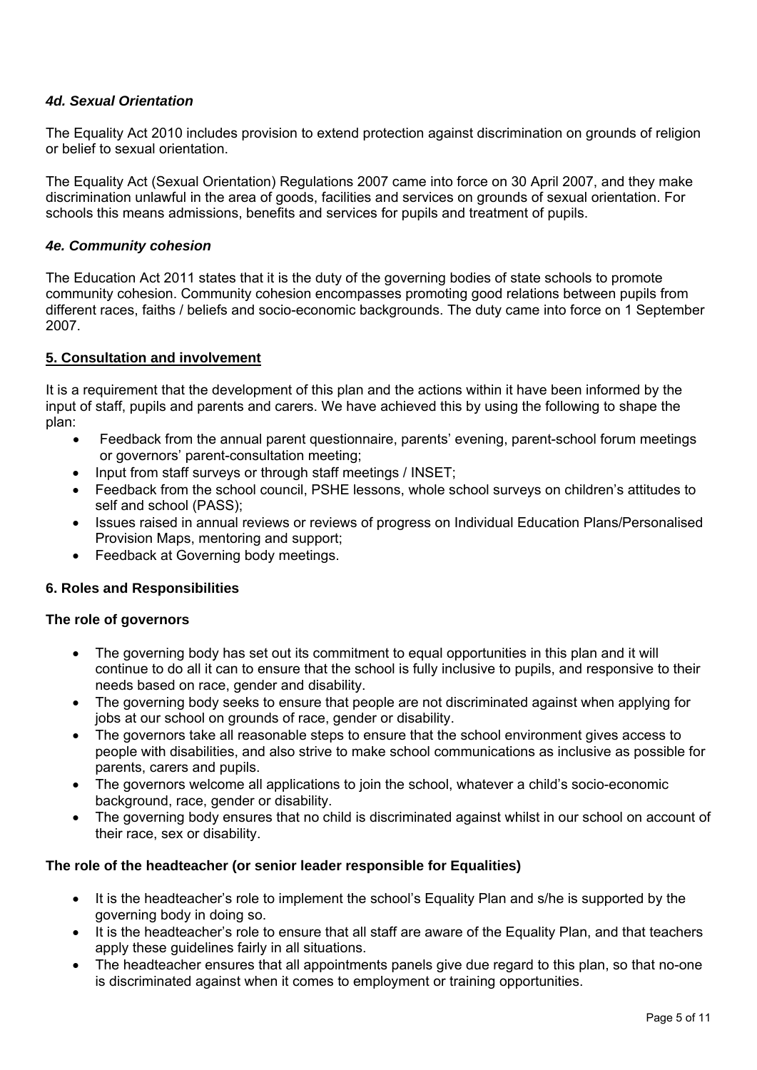### *4d. Sexual Orientation*

The Equality Act 2010 includes provision to extend protection against discrimination on grounds of religion or belief to sexual orientation.

The Equality Act (Sexual Orientation) Regulations 2007 came into force on 30 April 2007, and they make discrimination unlawful in the area of goods, facilities and services on grounds of sexual orientation. For schools this means admissions, benefits and services for pupils and treatment of pupils.

### *4e. Community cohesion*

The Education Act 2011 states that it is the duty of the governing bodies of state schools to promote community cohesion. Community cohesion encompasses promoting good relations between pupils from different races, faiths / beliefs and socio-economic backgrounds. The duty came into force on 1 September 2007.

## 5. Consultation and involvement

It is a requirement that the development of this plan and the actions within it have been informed by the input of staff, pupils and parents and carers. We have achieved this by using the following to shape the plan:

- Feedback from the annual parent questionnaire, parents' evening, parent-school forum meetings or governors' parent-consultation meeting;
- Input from staff surveys or through staff meetings / INSET;
- Feedback from the school council, PSHE lessons, whole school surveys on children's attitudes to self and school (PASS);
- Issues raised in annual reviews or reviews of progress on Individual Education Plans/Personalised Provision Maps, mentoring and support;
- Feedback at Governing body meetings.

## 6. Roles and Responsibilities

### The role of governors

- The governing body has set out its commitment to equal opportunities in this plan and it will continue to do all it can to ensure that the school is fully inclusive to pupils, and responsive to their needs based on race, gender and disability.
- The governing body seeks to ensure that people are not discriminated against when applying for jobs at our school on grounds of race, gender or disability.
- The governors take all reasonable steps to ensure that the school environment gives access to people with disabilities, and also strive to make school communications as inclusive as possible for parents, carers and pupils.
- The governors welcome all applications to join the school, whatever a child's socio-economic background, race, gender or disability.
- The governing body ensures that no child is discriminated against whilst in our school on account of their race, sex or disability.

### The role of the headteacher (or senior leader responsible for Equalities)

- It is the headteacher's role to implement the school's Equality Plan and s/he is supported by the governing body in doing so.
- It is the headteacher's role to ensure that all staff are aware of the Equality Plan, and that teachers apply these guidelines fairly in all situations.
- The headteacher ensures that all appointments panels give due regard to this plan, so that no-one is discriminated against when it comes to employment or training opportunities.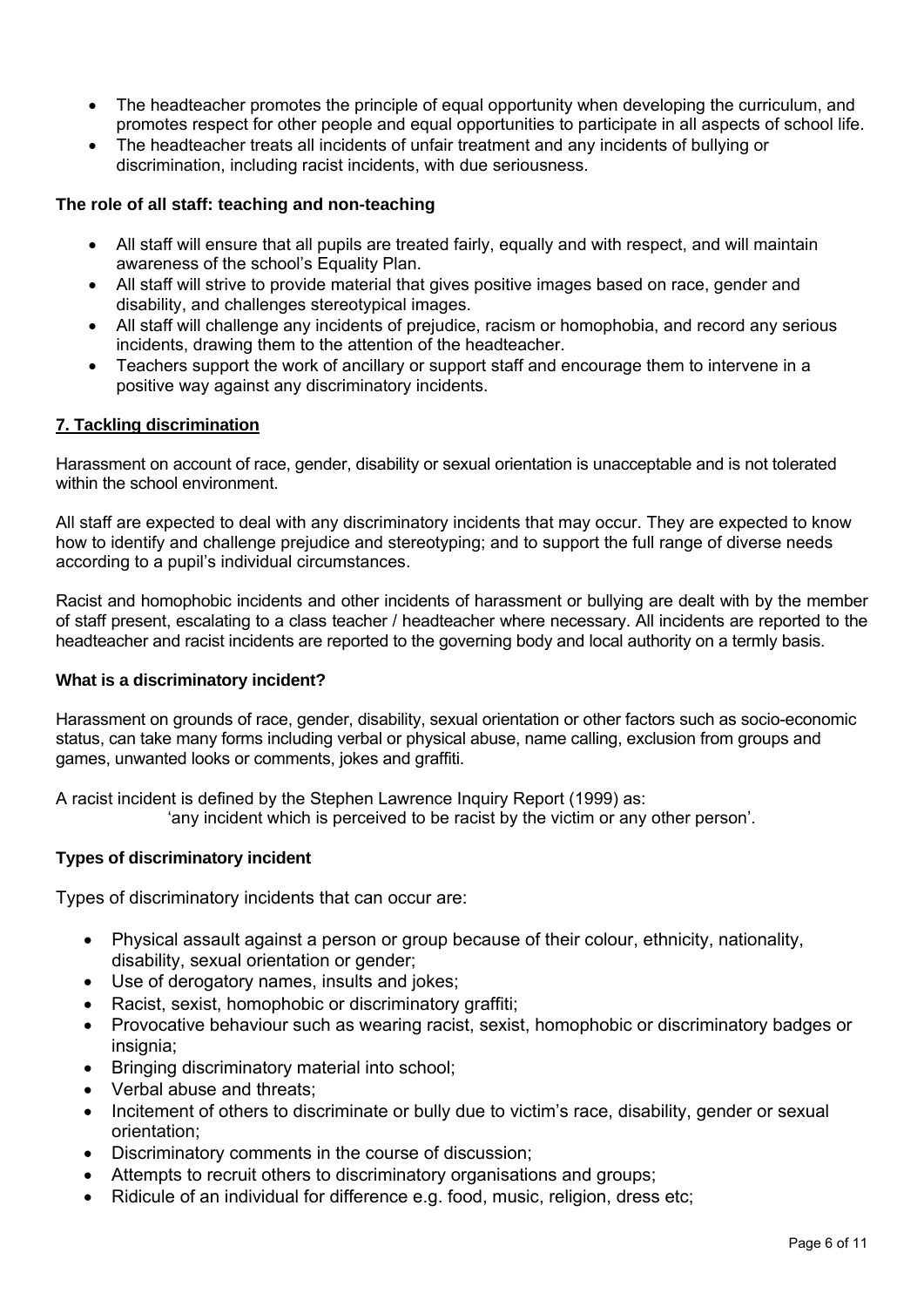- The headteacher promotes the principle of equal opportunity when developing the curriculum, and promotes respect for other people and equal opportunities to participate in all aspects of school life.
- The headteacher treats all incidents of unfair treatment and any incidents of bullying or discrimination, including racist incidents, with due seriousness.

**The role of all staff: teaching and non-teaching**

- All staff will ensure that all pupils are treated fairly, equally and with respect, and will maintain awareness of the school's Equality Plan.
- All staff will strive to provide material that gives positive images based on race, gender and disability, and challenges stereotypical images.
- All staff will challenge any incidents of prejudice, racism or homophobia, and record any serious incidents, drawing them to the attention of the headteacher.
- Teachers support the work of ancillary or support staff and encourage them to intervene in a positive way against any discriminatory incidents.

## 7. Tackling discrimination

Harassment on account of race, gender, disability or sexual orientation is unacceptable and is not tolerated within the school environment.

All staff are expected to deal with any discriminatory incidents that may occur. They are expected to know how to identify and challenge prejudice and stereotyping; and to support the full range of diverse needs according to a pupil's individual circumstances.

Racist and homophobic incidents and other incidents of harassment or bullying are dealt with by the member of staff present, escalating to a class teacher / headteacher where necessary. All incidents are reported to the headteacher and racist incidents are reported to the governing body and local authority on a termly basis.

**What is a discriminatory incident?**

Harassment on grounds of race, gender, disability, sexual orientation or other factors such as socio-economic status, can take many forms including verbal or physical abuse, name calling, exclusion from groups and games, unwanted looks or comments, jokes and graffiti.

A racist incident is defined by the Stephen Lawrence Inquiry Report (1999) as:

'any incident which is perceived to be racist by the victim or any other person'.

**Types of discriminatory incident**

Types of discriminatory incidents that can occur are:

- Physical assault against a person or group because of their colour, ethnicity, nationality, disability, sexual orientation or gender;
- Use of derogatory names, insults and jokes;
- Racist, sexist, homophobic or discriminatory graffiti;
- Provocative behaviour such as wearing racist, sexist, homophobic or discriminatory badges or insignia;
- Bringing discriminatory material into school;
- Verbal abuse and threats;
- Incitement of others to discriminate or bully due to victim's race, disability, gender or sexual orientation;
- Discriminatory comments in the course of discussion;
- Attempts to recruit others to discriminatory organisations and groups;
- Ridicule of an individual for difference e.g. food, music, religion, dress etc;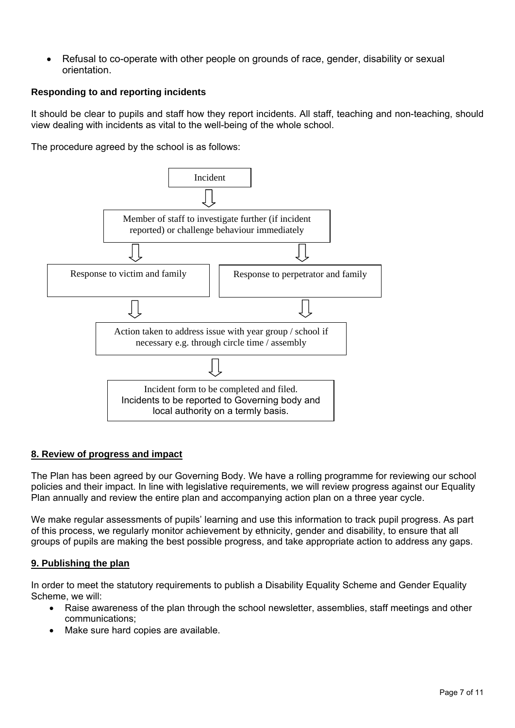- Refusal to co-operate with other people on grounds of race, gender, disability or sexual orientation.

**Responding to and reporting incidents**

It should be clear to pupils and staff how they report incidents. All staff, teaching and non-teaching, should view dealing with incidents as vital to the well-being of the whole school.

The procedure agreed by the school is as follows:

Incident

↓

Member of staff to investigate further (if incident reported) or challenge behaviour immediately

↓ ↓

Response to victim and family | Response to perpetrator and family

↓ ↓

Action taken to address issue with year group / school if necessary e.g. through circle time / assembly

↓

Incident form to be completed and filed.
Incidents to be reported to Governing body and local authority on a termly basis.

## 8. Review of progress and impact

The Plan has been agreed by our Governing Body. We have a rolling programme for reviewing our school policies and their impact. In line with legislative requirements, we will review progress against our Equality Plan annually and review the entire plan and accompanying action plan on a three year cycle.

We make regular assessments of pupils' learning and use this information to track pupil progress. As part of this process, we regularly monitor achievement by ethnicity, gender and disability, to ensure that all groups of pupils are making the best possible progress, and take appropriate action to address any gaps.

## 9. Publishing the plan

In order to meet the statutory requirements to publish a Disability Equality Scheme and Gender Equality Scheme, we will:

- Raise awareness of the plan through the school newsletter, assemblies, staff meetings and other communications;
- Make sure hard copies are available.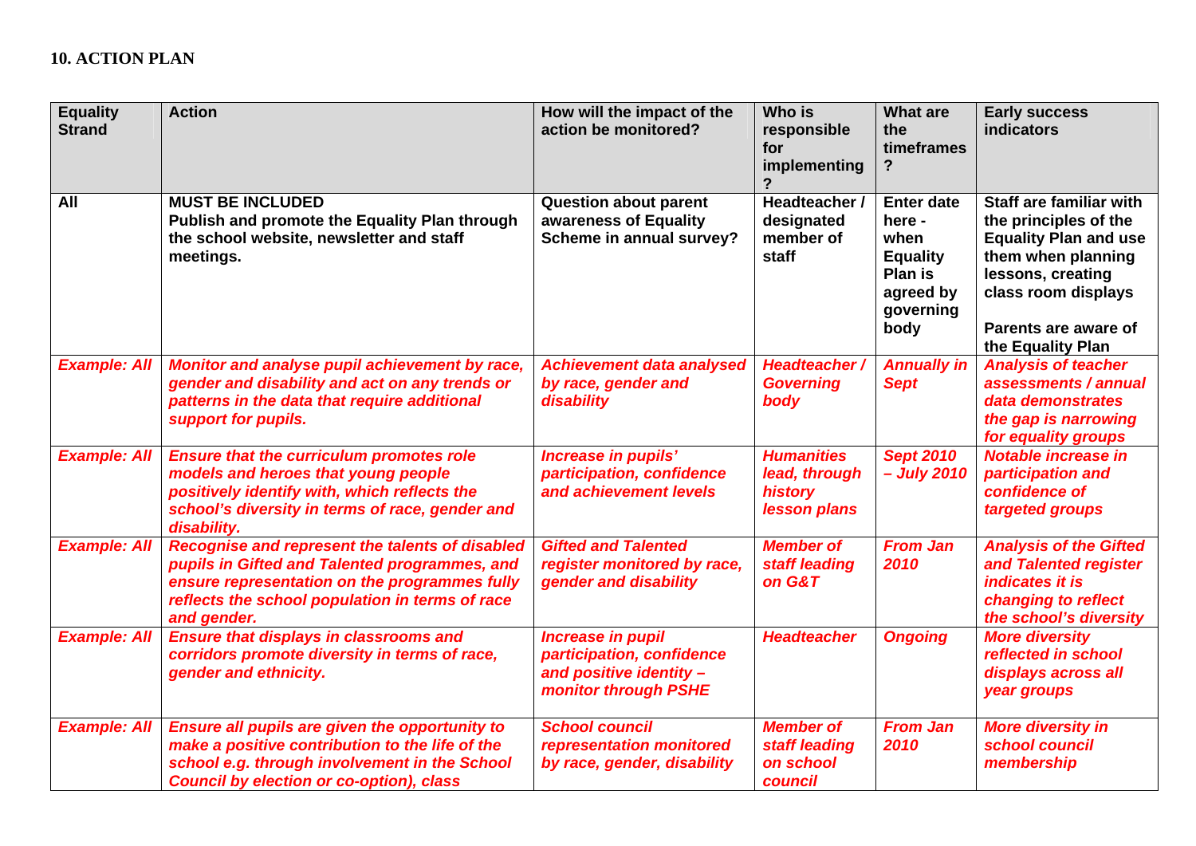**10. ACTION PLAN**

| Equality Strand | Action | How will the impact of the action be monitored? | Who is responsible for implementing? | What are the timeframes? | Early success indicators |
|---|---|---|---|---|---|
| **All** | **MUST BE INCLUDED** **Publish and promote the Equality Plan through the school website, newsletter and staff meetings.** | **Question about parent awareness of Equality Scheme in annual survey?** | **Headteacher / designated member of staff** | **Enter date here - when Equality Plan is agreed by governing body** | **Staff are familiar with the principles of the Equality Plan and use them when planning lessons, creating class room displays** **Parents are aware of the Equality Plan** |
| ***Example: All*** | ***Monitor and analyse pupil achievement by race, gender and disability and act on any trends or patterns in the data that require additional support for pupils.*** | ***Achievement data analysed by race, gender and disability*** | ***Headteacher / Governing body*** | ***Annually in Sept*** | ***Analysis of teacher assessments / annual data demonstrates the gap is narrowing for equality groups*** |
| ***Example: All*** | ***Ensure that the curriculum promotes role models and heroes that young people positively identify with, which reflects the school's diversity in terms of race, gender and disability.*** | ***Increase in pupils' participation, confidence and achievement levels*** | ***Humanities lead, through history lesson plans*** | ***Sept 2010 – July 2010*** | ***Notable increase in participation and confidence of targeted groups*** |
| ***Example: All*** | ***Recognise and represent the talents of disabled pupils in Gifted and Talented programmes, and ensure representation on the programmes fully reflects the school population in terms of race and gender.*** | ***Gifted and Talented register monitored by race, gender and disability*** | ***Member of staff leading on G&T*** | ***From Jan 2010*** | ***Analysis of the Gifted and Talented register indicates it is changing to reflect the school's diversity*** |
| ***Example: All*** | ***Ensure that displays in classrooms and corridors promote diversity in terms of race, gender and ethnicity.*** | ***Increase in pupil participation, confidence and positive identity – monitor through PSHE*** | ***Headteacher*** | ***Ongoing*** | ***More diversity reflected in school displays across all year groups*** |
| ***Example: All*** | ***Ensure all pupils are given the opportunity to make a positive contribution to the life of the school e.g. through involvement in the School Council by election or co-option), class*** | ***School council representation monitored by race, gender, disability*** | ***Member of staff leading on school council*** | ***From Jan 2010*** | ***More diversity in school council membership*** |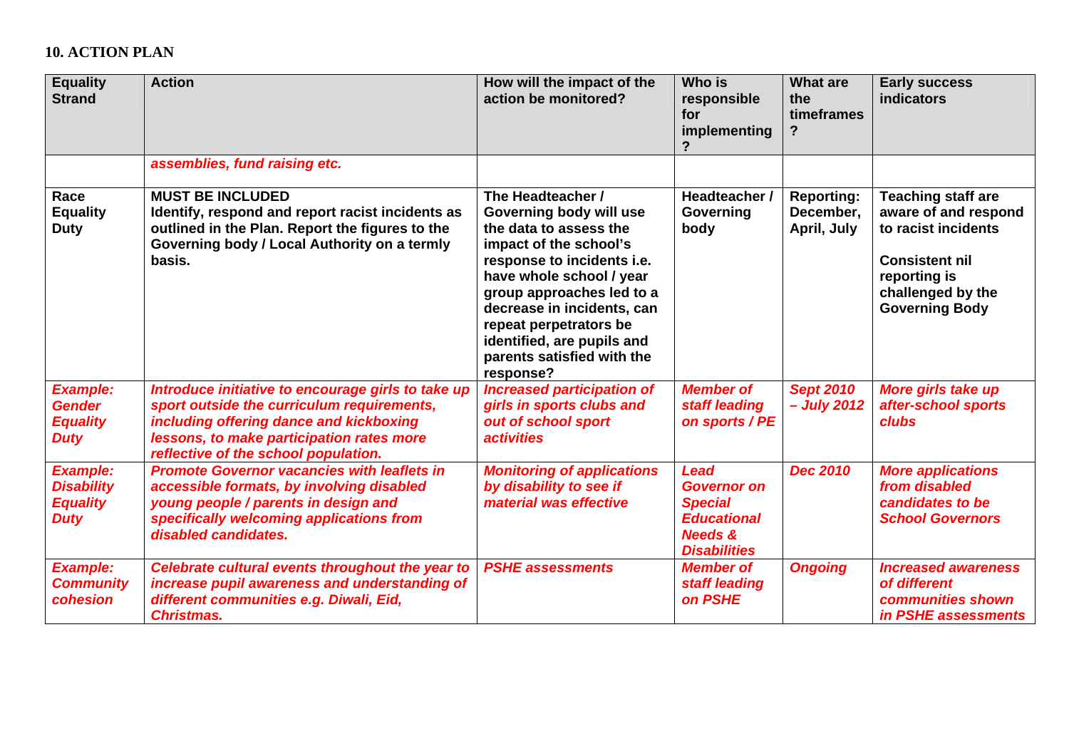**10. ACTION PLAN**

| Equality Strand | Action | How will the impact of the action be monitored? | Who is responsible for implementing? | What are the timeframes? | Early success indicators |
|---|---|---|---|---|---|
| | *assemblies, fund raising etc.* | | | | |
| **Race Equality Duty** | **MUST BE INCLUDED** **Identify, respond and report racist incidents as outlined in the Plan. Report the figures to the Governing body / Local Authority on a termly basis.** | **The Headteacher / Governing body will use the data to assess the impact of the school's response to incidents i.e. have whole school / year group approaches led to a decrease in incidents, can repeat perpetrators be identified, are pupils and parents satisfied with the response?** | **Headteacher / Governing body** | **Reporting: December, April, July** | **Teaching staff are aware of and respond to racist incidents** **Consistent nil reporting is challenged by the Governing Body** |
| ***Example: Gender Equality Duty*** | ***Introduce initiative to encourage girls to take up sport outside the curriculum requirements, including offering dance and kickboxing lessons, to make participation rates more reflective of the school population.*** | ***Increased participation of girls in sports clubs and out of school sport activities*** | ***Member of staff leading on sports / PE*** | ***Sept 2010 – July 2012*** | ***More girls take up after-school sports clubs*** |
| ***Example: Disability Equality Duty*** | ***Promote Governor vacancies with leaflets in accessible formats, by involving disabled young people / parents in design and specifically welcoming applications from disabled candidates.*** | ***Monitoring of applications by disability to see if material was effective*** | ***Lead Governor on Special Educational Needs & Disabilities*** | ***Dec 2010*** | ***More applications from disabled candidates to be School Governors*** |
| ***Example: Community cohesion*** | ***Celebrate cultural events throughout the year to increase pupil awareness and understanding of different communities e.g. Diwali, Eid, Christmas.*** | ***PSHE assessments*** | ***Member of staff leading on PSHE*** | ***Ongoing*** | ***Increased awareness of different communities shown in PSHE assessments*** |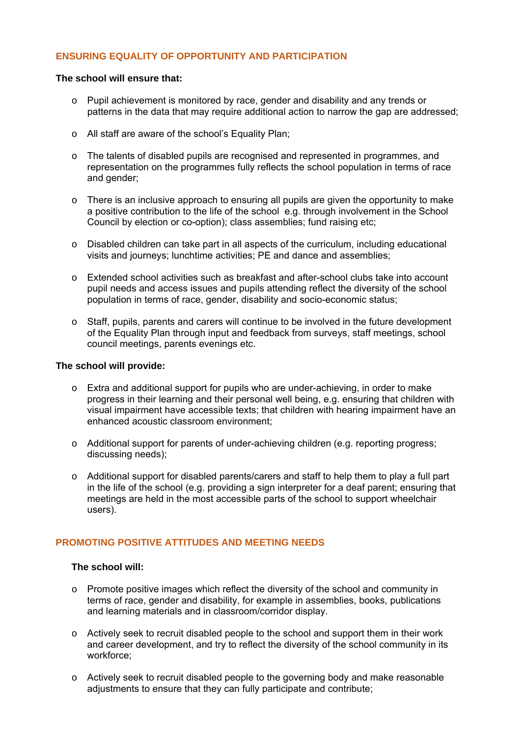## ENSURING EQUALITY OF OPPORTUNITY AND PARTICIPATION

**The school will ensure that:**

- Pupil achievement is monitored by race, gender and disability and any trends or patterns in the data that may require additional action to narrow the gap are addressed;
- All staff are aware of the school's Equality Plan;
- The talents of disabled pupils are recognised and represented in programmes, and representation on the programmes fully reflects the school population in terms of race and gender;
- There is an inclusive approach to ensuring all pupils are given the opportunity to make a positive contribution to the life of the school e.g. through involvement in the School Council by election or co-option); class assemblies; fund raising etc;
- Disabled children can take part in all aspects of the curriculum, including educational visits and journeys; lunchtime activities; PE and dance and assemblies;
- Extended school activities such as breakfast and after-school clubs take into account pupil needs and access issues and pupils attending reflect the diversity of the school population in terms of race, gender, disability and socio-economic status;
- Staff, pupils, parents and carers will continue to be involved in the future development of the Equality Plan through input and feedback from surveys, staff meetings, school council meetings, parents evenings etc.

**The school will provide:**

- Extra and additional support for pupils who are under-achieving, in order to make progress in their learning and their personal well being, e.g. ensuring that children with visual impairment have accessible texts; that children with hearing impairment have an enhanced acoustic classroom environment;
- Additional support for parents of under-achieving children (e.g. reporting progress; discussing needs);
- Additional support for disabled parents/carers and staff to help them to play a full part in the life of the school (e.g. providing a sign interpreter for a deaf parent; ensuring that meetings are held in the most accessible parts of the school to support wheelchair users).

## PROMOTING POSITIVE ATTITUDES AND MEETING NEEDS

**The school will:**

- Promote positive images which reflect the diversity of the school and community in terms of race, gender and disability, for example in assemblies, books, publications and learning materials and in classroom/corridor display.
- Actively seek to recruit disabled people to the school and support them in their work and career development, and try to reflect the diversity of the school community in its workforce;
- Actively seek to recruit disabled people to the governing body and make reasonable adjustments to ensure that they can fully participate and contribute;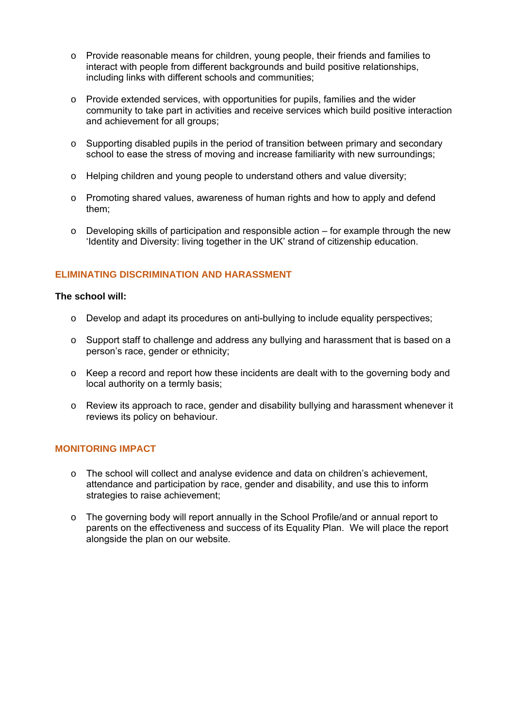- Provide reasonable means for children, young people, their friends and families to interact with people from different backgrounds and build positive relationships, including links with different schools and communities;

- Provide extended services, with opportunities for pupils, families and the wider community to take part in activities and receive services which build positive interaction and achievement for all groups;

- Supporting disabled pupils in the period of transition between primary and secondary school to ease the stress of moving and increase familiarity with new surroundings;

- Helping children and young people to understand others and value diversity;

- Promoting shared values, awareness of human rights and how to apply and defend them;

- Developing skills of participation and responsible action – for example through the new 'Identity and Diversity: living together in the UK' strand of citizenship education.

## ELIMINATING DISCRIMINATION AND HARASSMENT

**The school will:**

- Develop and adapt its procedures on anti-bullying to include equality perspectives;

- Support staff to challenge and address any bullying and harassment that is based on a person's race, gender or ethnicity;

- Keep a record and report how these incidents are dealt with to the governing body and local authority on a termly basis;

- Review its approach to race, gender and disability bullying and harassment whenever it reviews its policy on behaviour.

## MONITORING IMPACT

- The school will collect and analyse evidence and data on children's achievement, attendance and participation by race, gender and disability, and use this to inform strategies to raise achievement;

- The governing body will report annually in the School Profile/and or annual report to parents on the effectiveness and success of its Equality Plan. We will place the report alongside the plan on our website.